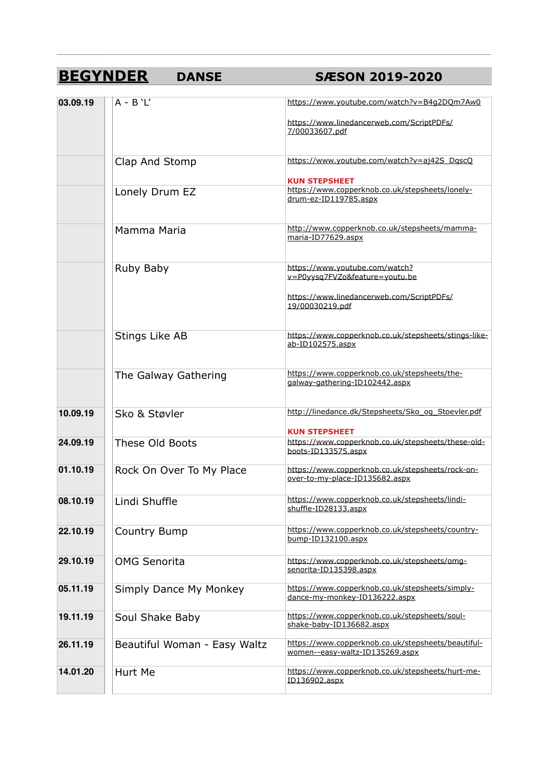## **BEGYNDER** DANSE SÆSON 2019-2020

| Dato | Dans | Link |
|---|---|---|
| 03.09.19 | A - B ‘L’ | https://www.youtube.com/watch?v=B4g2DQm7Aw0<br><br>https://www.linedancerweb.com/ScriptPDFs/7/00033607.pdf |
| | Clap And Stomp | https://www.youtube.com/watch?v=aj42S_DqscQ<br><br>**KUN STEPSHEET** |
| | Lonely Drum EZ | https://www.copperknob.co.uk/stepsheets/lonely-drum-ez-ID119785.aspx |
| | Mamma Maria | http://www.copperknob.co.uk/stepsheets/mamma-maria-ID77629.aspx |
| | Ruby Baby | https://www.youtube.com/watch?v=P0yysq7FVZo&feature=youtu.be<br><br>https://www.linedancerweb.com/ScriptPDFs/19/00030219.pdf |
| | Stings Like AB | https://www.copperknob.co.uk/stepsheets/stings-like-ab-ID102575.aspx |
| | The Galway Gathering | https://www.copperknob.co.uk/stepsheets/the-galway-gathering-ID102442.aspx |
| 10.09.19 | Sko & Støvler | http://linedance.dk/Stepsheets/Sko_og_Stoevler.pdf<br><br>**KUN STEPSHEET** |
| 24.09.19 | These Old Boots | https://www.copperknob.co.uk/stepsheets/these-old-boots-ID133575.aspx |
| 01.10.19 | Rock On Over To My Place | https://www.copperknob.co.uk/stepsheets/rock-on-over-to-my-place-ID135682.aspx |
| 08.10.19 | Lindi Shuffle | https://www.copperknob.co.uk/stepsheets/lindi-shuffle-ID28133.aspx |
| 22.10.19 | Country Bump | https://www.copperknob.co.uk/stepsheets/country-bump-ID132100.aspx |
| 29.10.19 | OMG Senorita | https://www.copperknob.co.uk/stepsheets/omg-senorita-ID135398.aspx |
| 05.11.19 | Simply Dance My Monkey | https://www.copperknob.co.uk/stepsheets/simply-dance-my-monkey-ID136222.aspx |
| 19.11.19 | Soul Shake Baby | https://www.copperknob.co.uk/stepsheets/soul-shake-baby-ID136682.aspx |
| 26.11.19 | Beautiful Woman - Easy Waltz | https://www.copperknob.co.uk/stepsheets/beautiful-women--easy-waltz-ID135269.aspx |
| 14.01.20 | Hurt Me | https://www.copperknob.co.uk/stepsheets/hurt-me-ID136902.aspx |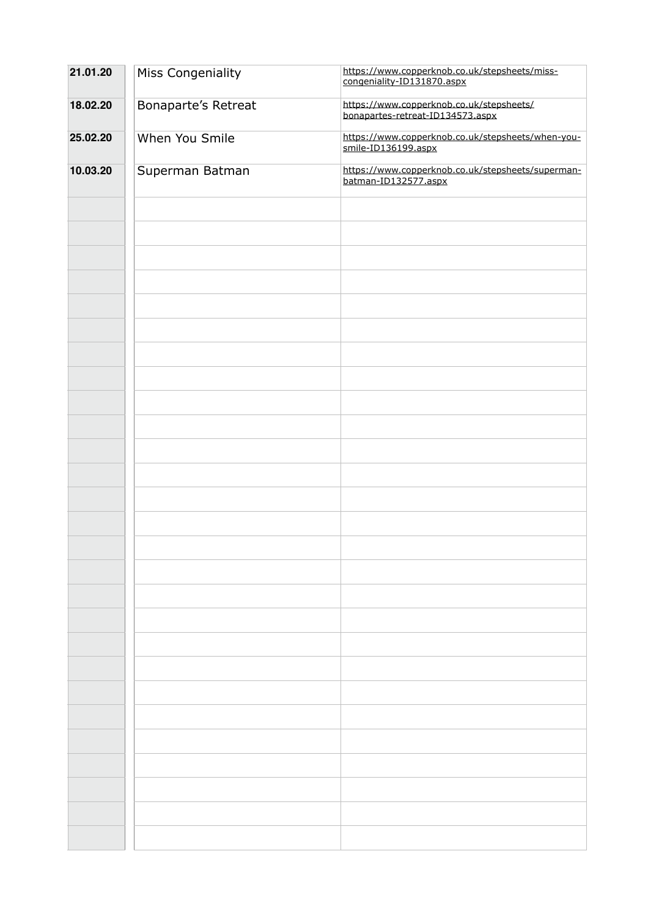| | | |
|---|---|---|
| **21.01.20** | Miss Congeniality | https://www.copperknob.co.uk/stepsheets/miss-congeniality-ID131870.aspx |
| **18.02.20** | Bonaparte's Retreat | https://www.copperknob.co.uk/stepsheets/bonapartes-retreat-ID134573.aspx |
| **25.02.20** | When You Smile | https://www.copperknob.co.uk/stepsheets/when-you-smile-ID136199.aspx |
| **10.03.20** | Superman Batman | https://www.copperknob.co.uk/stepsheets/superman-batman-ID132577.aspx |
| | | |
| | | |
| | | |
| | | |
| | | |
| | | |
| | | |
| | | |
| | | |
| | | |
| | | |
| | | |
| | | |
| | | |
| | | |
| | | |
| | | |
| | | |
| | | |
| | | |
| | | |
| | | |
| | | |
| | | |
| | | |
| | | |
| | | |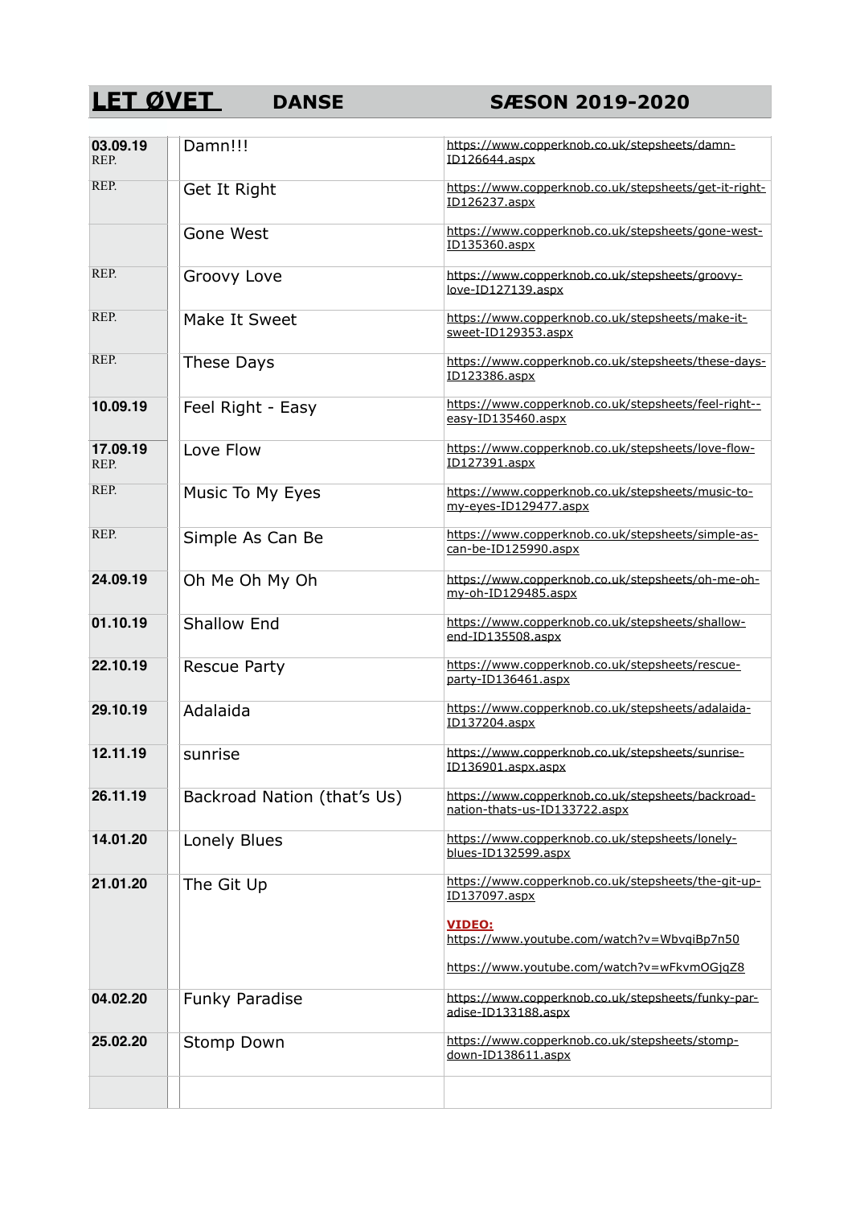# LET ØVET DANSE SÆSON 2019-2020

| Dato | Dans | Link |
|---|---|---|
| **03.09.19** REP. | Damn!!! | https://www.copperknob.co.uk/stepsheets/damn-ID126644.aspx |
| REP. | Get It Right | https://www.copperknob.co.uk/stepsheets/get-it-right-ID126237.aspx |
| | Gone West | https://www.copperknob.co.uk/stepsheets/gone-west-ID135360.aspx |
| REP. | Groovy Love | https://www.copperknob.co.uk/stepsheets/groovy-love-ID127139.aspx |
| REP. | Make It Sweet | https://www.copperknob.co.uk/stepsheets/make-it-sweet-ID129353.aspx |
| REP. | These Days | https://www.copperknob.co.uk/stepsheets/these-days-ID123386.aspx |
| **10.09.19** | Feel Right - Easy | https://www.copperknob.co.uk/stepsheets/feel-right--easy-ID135460.aspx |
| **17.09.19** REP. | Love Flow | https://www.copperknob.co.uk/stepsheets/love-flow-ID127391.aspx |
| REP. | Music To My Eyes | https://www.copperknob.co.uk/stepsheets/music-to-my-eyes-ID129477.aspx |
| REP. | Simple As Can Be | https://www.copperknob.co.uk/stepsheets/simple-as-can-be-ID125990.aspx |
| **24.09.19** | Oh Me Oh My Oh | https://www.copperknob.co.uk/stepsheets/oh-me-oh-my-oh-ID129485.aspx |
| **01.10.19** | Shallow End | https://www.copperknob.co.uk/stepsheets/shallow-end-ID135508.aspx |
| **22.10.19** | Rescue Party | https://www.copperknob.co.uk/stepsheets/rescue-party-ID136461.aspx |
| **29.10.19** | Adalaida | https://www.copperknob.co.uk/stepsheets/adalaida-ID137204.aspx |
| **12.11.19** | sunrise | https://www.copperknob.co.uk/stepsheets/sunrise-ID136901.aspx.aspx |
| **26.11.19** | Backroad Nation (that's Us) | https://www.copperknob.co.uk/stepsheets/backroad-nation-thats-us-ID133722.aspx |
| **14.01.20** | Lonely Blues | https://www.copperknob.co.uk/stepsheets/lonely-blues-ID132599.aspx |
| **21.01.20** | The Git Up | https://www.copperknob.co.uk/stepsheets/the-git-up-ID137097.aspx<br>**VIDEO:**<br>https://www.youtube.com/watch?v=WbvqiBp7n50<br>https://www.youtube.com/watch?v=wFkvmOGjqZ8 |
| **04.02.20** | Funky Paradise | https://www.copperknob.co.uk/stepsheets/funky-paradise-ID133188.aspx |
| **25.02.20** | Stomp Down | https://www.copperknob.co.uk/stepsheets/stomp-down-ID138611.aspx |
| | | |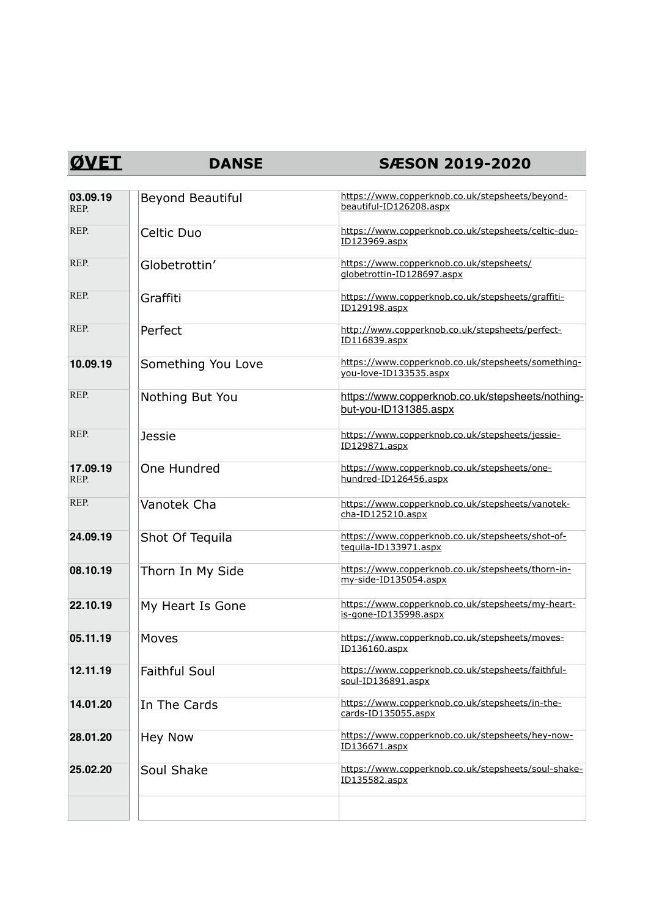| ØVET | DANSE | SÆSON 2019-2020 |
|---|---|---|
| 03.09.19 REP. | Beyond Beautiful | https://www.copperknob.co.uk/stepsheets/beyond-beautiful-ID126208.aspx |
| REP. | Celtic Duo | https://www.copperknob.co.uk/stepsheets/celtic-duo-ID123969.aspx |
| REP. | Globetrottin' | https://www.copperknob.co.uk/stepsheets/globetrottin-ID128697.aspx |
| REP. | Graffiti | https://www.copperknob.co.uk/stepsheets/graffiti-ID129198.aspx |
| REP. | Perfect | http://www.copperknob.co.uk/stepsheets/perfect-ID116839.aspx |
| 10.09.19 | Something You Love | https://www.copperknob.co.uk/stepsheets/something-you-love-ID133535.aspx |
| REP. | Nothing But You | https://www.copperknob.co.uk/stepsheets/nothing-but-you-ID131385.aspx |
| REP. | Jessie | https://www.copperknob.co.uk/stepsheets/jessie-ID129871.aspx |
| 17.09.19 REP. | One Hundred | https://www.copperknob.co.uk/stepsheets/one-hundred-ID126456.aspx |
| REP. | Vanotek Cha | https://www.copperknob.co.uk/stepsheets/vanotek-cha-ID125210.aspx |
| 24.09.19 | Shot Of Tequila | https://www.copperknob.co.uk/stepsheets/shot-of-tequila-ID133971.aspx |
| 08.10.19 | Thorn In My Side | https://www.copperknob.co.uk/stepsheets/thorn-in-my-side-ID135054.aspx |
| 22.10.19 | My Heart Is Gone | https://www.copperknob.co.uk/stepsheets/my-heart-is-gone-ID135998.aspx |
| 05.11.19 | Moves | https://www.copperknob.co.uk/stepsheets/moves-ID136160.aspx |
| 12.11.19 | Faithful Soul | https://www.copperknob.co.uk/stepsheets/faithful-soul-ID136891.aspx |
| 14.01.20 | In The Cards | https://www.copperknob.co.uk/stepsheets/in-the-cards-ID135055.aspx |
| 28.01.20 | Hey Now | https://www.copperknob.co.uk/stepsheets/hey-now-ID136671.aspx |
| 25.02.20 | Soul Shake | https://www.copperknob.co.uk/stepsheets/soul-shake-ID135582.aspx |
| | | |